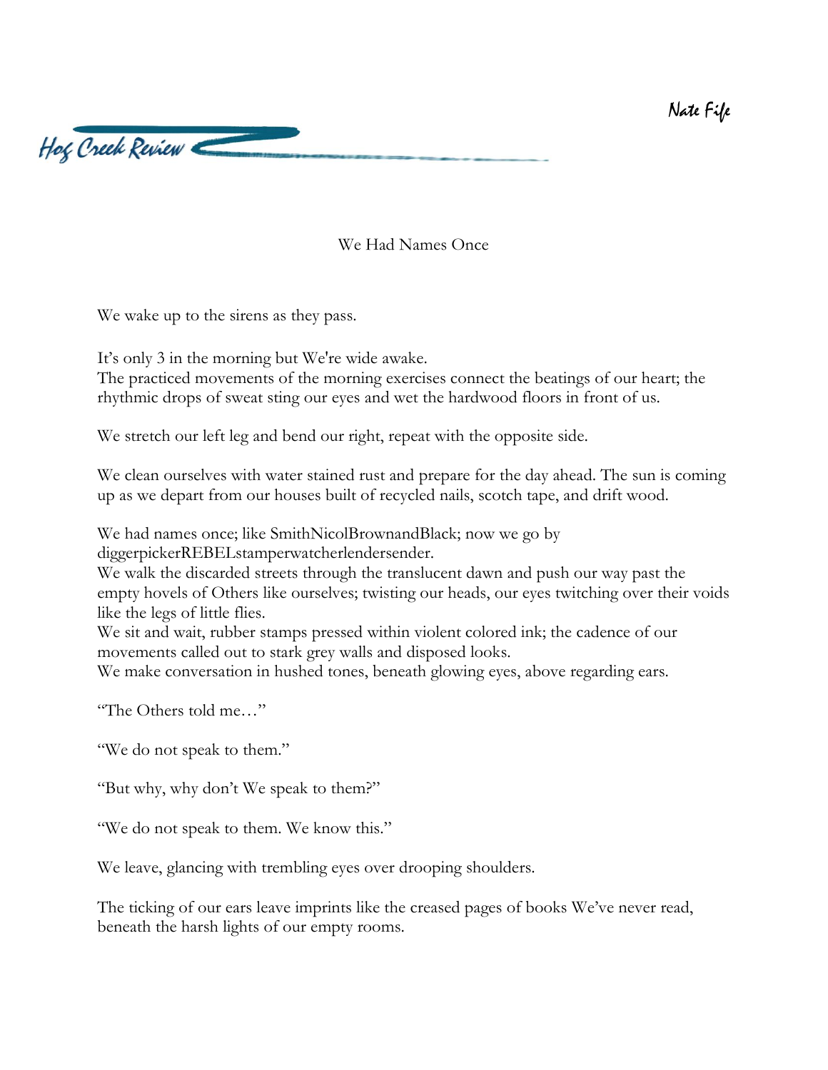Nate Fife

# We Had Names Once

We wake up to the sirens as they pass.

It's only 3 in the morning but We're wide awake.
The practiced movements of the morning exercises connect the beatings of our heart; the rhythmic drops of sweat sting our eyes and wet the hardwood floors in front of us.

We stretch our left leg and bend our right, repeat with the opposite side.

We clean ourselves with water stained rust and prepare for the day ahead. The sun is coming up as we depart from our houses built of recycled nails, scotch tape, and drift wood.

We had names once; like SmithNicolBrownandBlack; now we go by diggerpickerREBELstamperwatcherlendersender.
We walk the discarded streets through the translucent dawn and push our way past the empty hovels of Others like ourselves; twisting our heads, our eyes twitching over their voids like the legs of little flies.
We sit and wait, rubber stamps pressed within violent colored ink; the cadence of our movements called out to stark grey walls and disposed looks.
We make conversation in hushed tones, beneath glowing eyes, above regarding ears.

"The Others told me…"

"We do not speak to them."

"But why, why don't We speak to them?"

"We do not speak to them. We know this."

We leave, glancing with trembling eyes over drooping shoulders.

The ticking of our ears leave imprints like the creased pages of books We've never read, beneath the harsh lights of our empty rooms.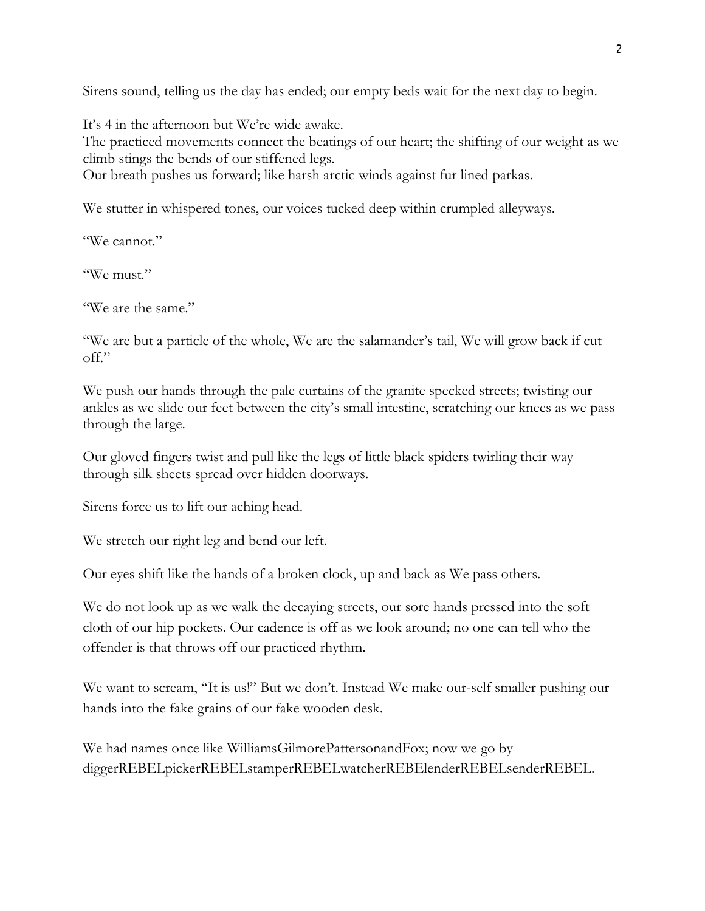Sirens sound, telling us the day has ended; our empty beds wait for the next day to begin.

It's 4 in the afternoon but We're wide awake.
The practiced movements connect the beatings of our heart; the shifting of our weight as we climb stings the bends of our stiffened legs.
Our breath pushes us forward; like harsh arctic winds against fur lined parkas.

We stutter in whispered tones, our voices tucked deep within crumpled alleyways.

"We cannot."

"We must."

"We are the same."

"We are but a particle of the whole, We are the salamander's tail, We will grow back if cut off."

We push our hands through the pale curtains of the granite specked streets; twisting our ankles as we slide our feet between the city's small intestine, scratching our knees as we pass through the large.

Our gloved fingers twist and pull like the legs of little black spiders twirling their way through silk sheets spread over hidden doorways.

Sirens force us to lift our aching head.

We stretch our right leg and bend our left.

Our eyes shift like the hands of a broken clock, up and back as We pass others.

We do not look up as we walk the decaying streets, our sore hands pressed into the soft cloth of our hip pockets. Our cadence is off as we look around; no one can tell who the offender is that throws off our practiced rhythm.

We want to scream, "It is us!" But we don't. Instead We make our-self smaller pushing our hands into the fake grains of our fake wooden desk.

We had names once like WilliamsGilmorePattersonandFox; now we go by diggerREBELpickerREBELstamperREBELwatcherREBElenderREBELsenderREBEL.